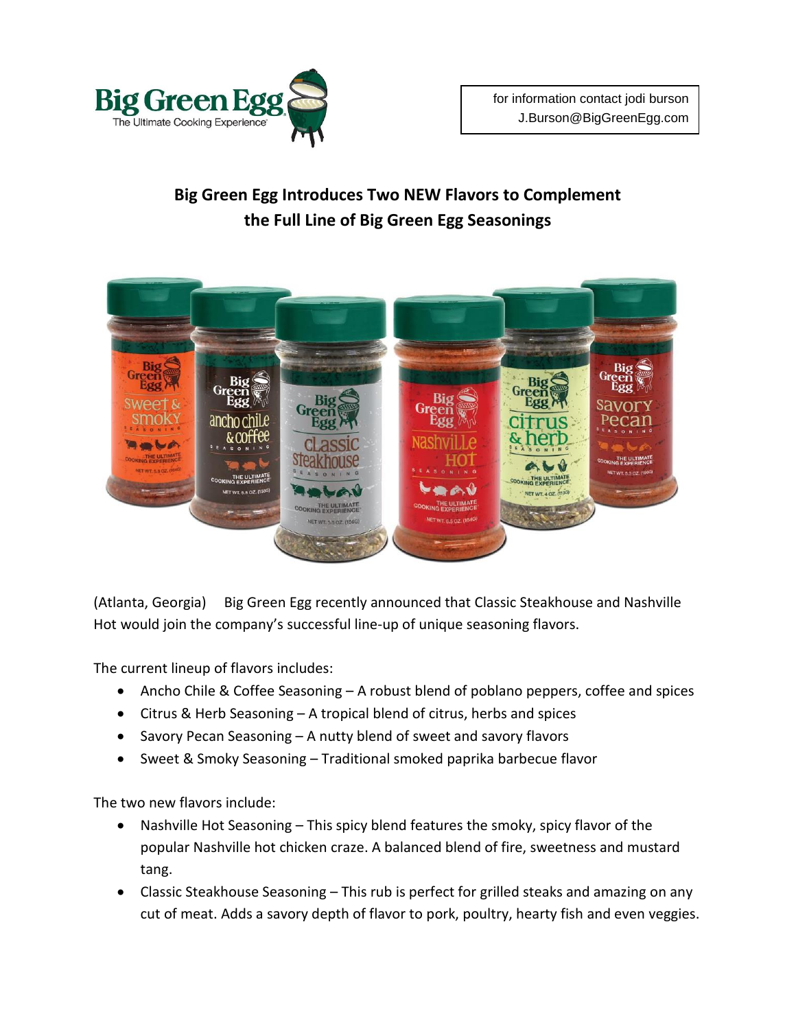for information contact jodi burson
J.Burson@BigGreenEgg.com

# Big Green Egg Introduces Two NEW Flavors to Complement the Full Line of Big Green Egg Seasonings

(Atlanta, Georgia) Big Green Egg recently announced that Classic Steakhouse and Nashville Hot would join the company's successful line-up of unique seasoning flavors.

The current lineup of flavors includes:

- Ancho Chile & Coffee Seasoning – A robust blend of poblano peppers, coffee and spices
- Citrus & Herb Seasoning – A tropical blend of citrus, herbs and spices
- Savory Pecan Seasoning – A nutty blend of sweet and savory flavors
- Sweet & Smoky Seasoning – Traditional smoked paprika barbecue flavor

The two new flavors include:

- Nashville Hot Seasoning – This spicy blend features the smoky, spicy flavor of the popular Nashville hot chicken craze. A balanced blend of fire, sweetness and mustard tang.
- Classic Steakhouse Seasoning – This rub is perfect for grilled steaks and amazing on any cut of meat. Adds a savory depth of flavor to pork, poultry, hearty fish and even veggies.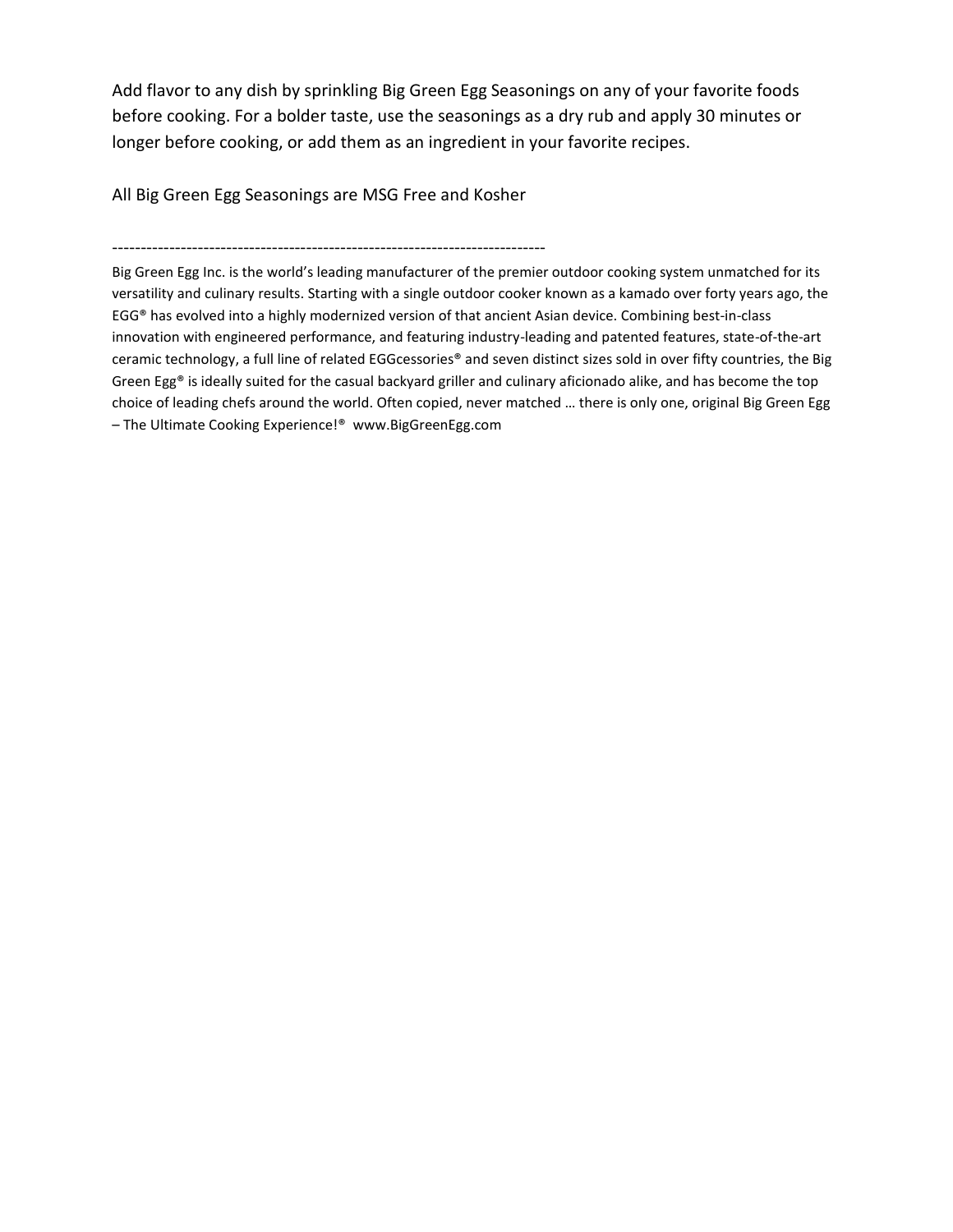Add flavor to any dish by sprinkling Big Green Egg Seasonings on any of your favorite foods before cooking. For a bolder taste, use the seasonings as a dry rub and apply 30 minutes or longer before cooking, or add them as an ingredient in your favorite recipes.

All Big Green Egg Seasonings are MSG Free and Kosher

---

Big Green Egg Inc. is the world's leading manufacturer of the premier outdoor cooking system unmatched for its versatility and culinary results. Starting with a single outdoor cooker known as a kamado over forty years ago, the EGG® has evolved into a highly modernized version of that ancient Asian device. Combining best-in-class innovation with engineered performance, and featuring industry-leading and patented features, state-of-the-art ceramic technology, a full line of related EGGcessories® and seven distinct sizes sold in over fifty countries, the Big Green Egg® is ideally suited for the casual backyard griller and culinary aficionado alike, and has become the top choice of leading chefs around the world. Often copied, never matched … there is only one, original Big Green Egg – The Ultimate Cooking Experience!® www.BigGreenEgg.com